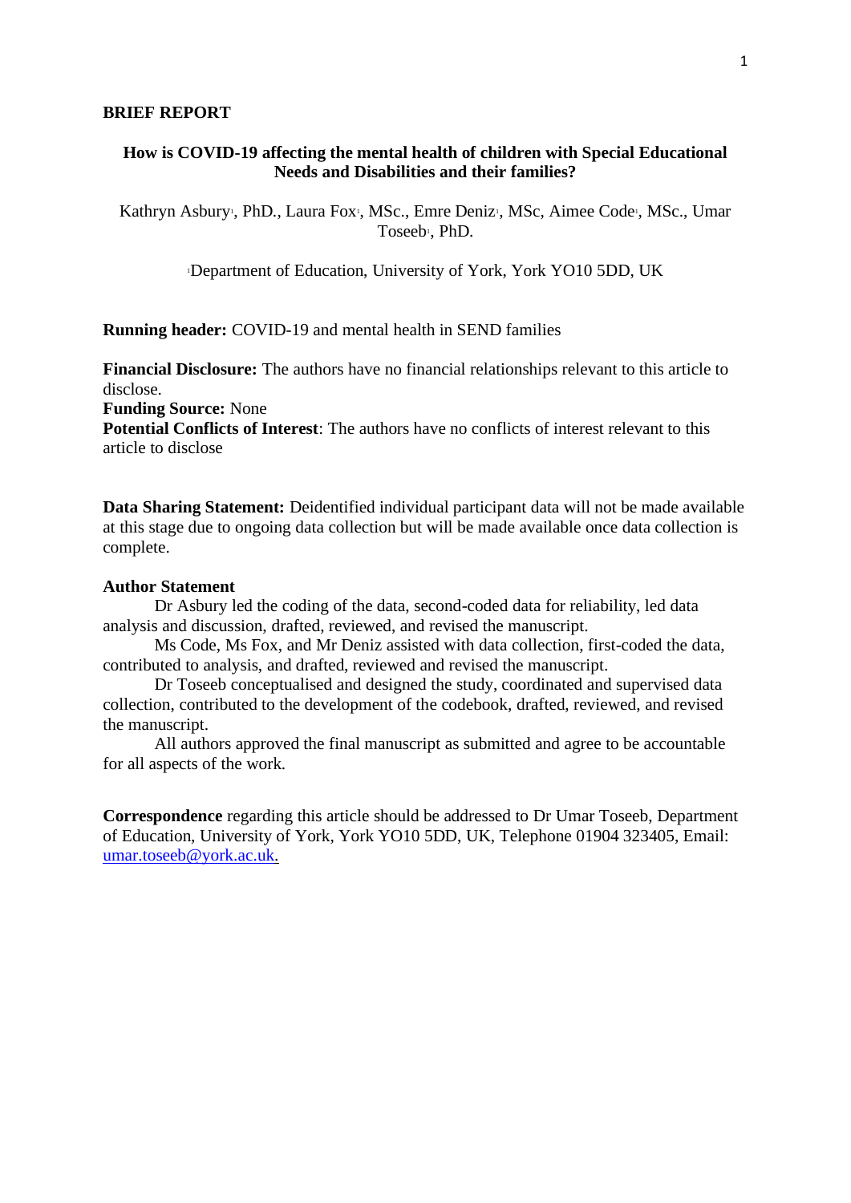**BRIEF REPORT**

# How is COVID-19 affecting the mental health of children with Special Educational Needs and Disabilities and their families?

Kathryn Asbury[1], PhD., Laura Fox[1], MSc., Emre Deniz[1], MSc, Aimee Code[1], MSc., Umar Toseeb[1], PhD.

[1]Department of Education, University of York, York YO10 5DD, UK

**Running header:** COVID-19 and mental health in SEND families

**Financial Disclosure:** The authors have no financial relationships relevant to this article to disclose.
**Funding Source:** None
**Potential Conflicts of Interest**: The authors have no conflicts of interest relevant to this article to disclose

**Data Sharing Statement:** Deidentified individual participant data will not be made available at this stage due to ongoing data collection but will be made available once data collection is complete.

**Author Statement**

Dr Asbury led the coding of the data, second-coded data for reliability, led data analysis and discussion, drafted, reviewed, and revised the manuscript.

Ms Code, Ms Fox, and Mr Deniz assisted with data collection, first-coded the data, contributed to analysis, and drafted, reviewed and revised the manuscript.

Dr Toseeb conceptualised and designed the study, coordinated and supervised data collection, contributed to the development of the codebook, drafted, reviewed, and revised the manuscript.

All authors approved the final manuscript as submitted and agree to be accountable for all aspects of the work.

**Correspondence** regarding this article should be addressed to Dr Umar Toseeb, Department of Education, University of York, York YO10 5DD, UK, Telephone 01904 323405, Email: umar.toseeb@york.ac.uk.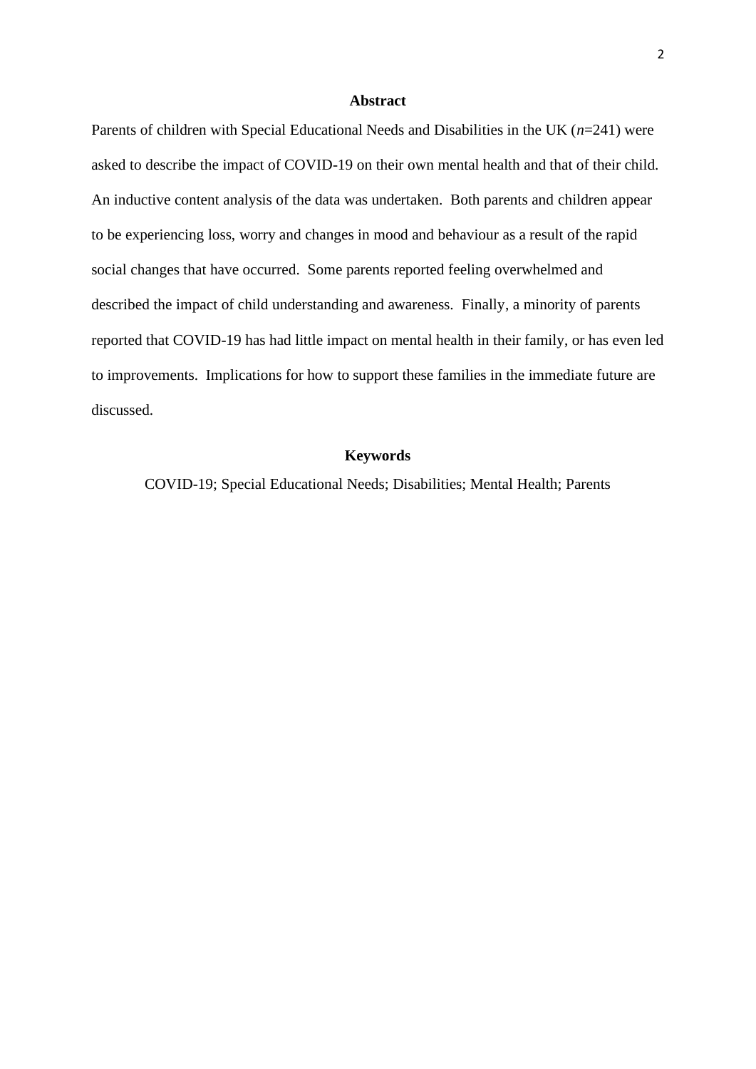## Abstract

Parents of children with Special Educational Needs and Disabilities in the UK (*n*=241) were asked to describe the impact of COVID-19 on their own mental health and that of their child. An inductive content analysis of the data was undertaken. Both parents and children appear to be experiencing loss, worry and changes in mood and behaviour as a result of the rapid social changes that have occurred. Some parents reported feeling overwhelmed and described the impact of child understanding and awareness. Finally, a minority of parents reported that COVID-19 has had little impact on mental health in their family, or has even led to improvements. Implications for how to support these families in the immediate future are discussed.

## Keywords

COVID-19; Special Educational Needs; Disabilities; Mental Health; Parents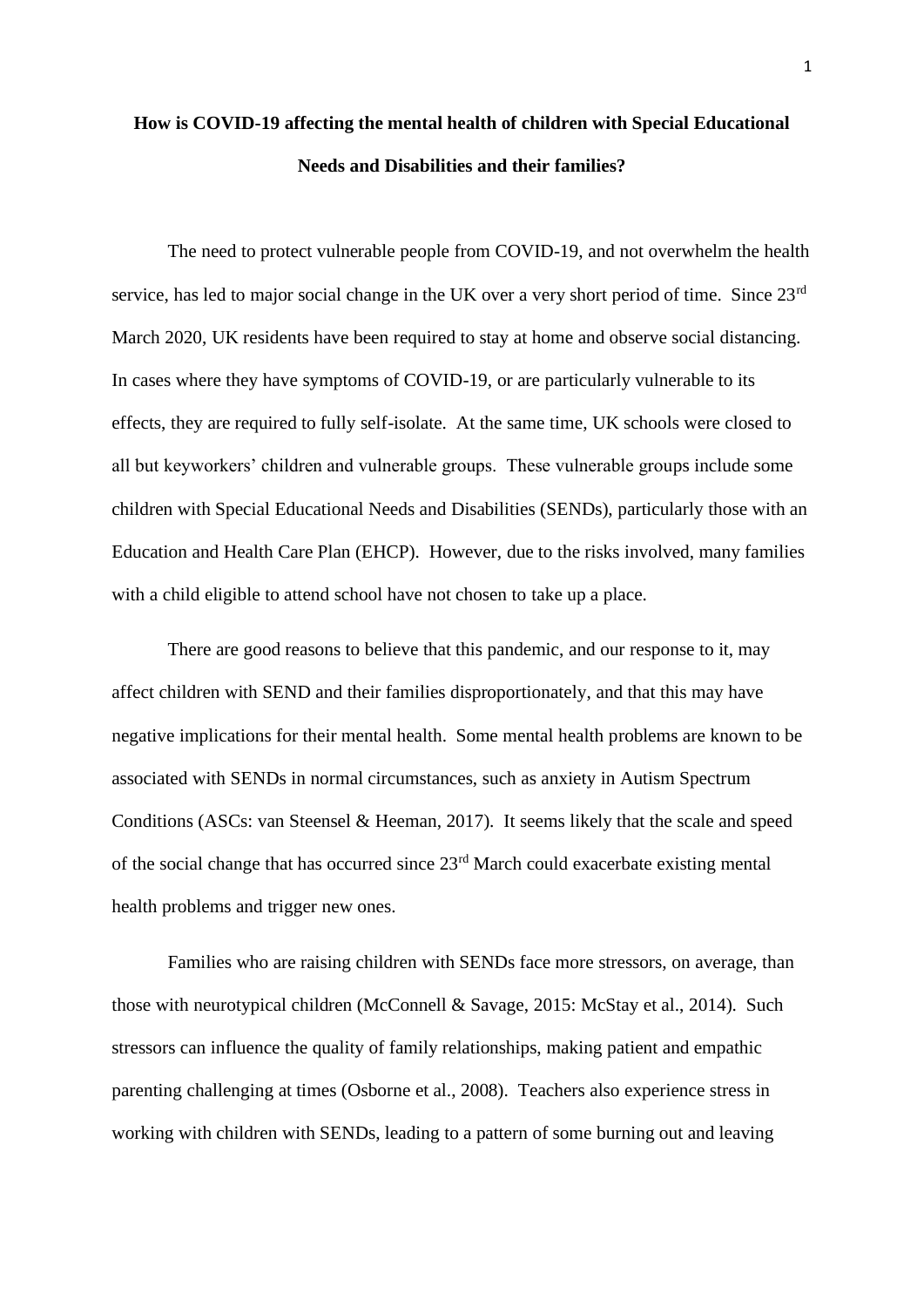**How is COVID-19 affecting the mental health of children with Special Educational Needs and Disabilities and their families?**

The need to protect vulnerable people from COVID-19, and not overwhelm the health service, has led to major social change in the UK over a very short period of time. Since 23rd March 2020, UK residents have been required to stay at home and observe social distancing. In cases where they have symptoms of COVID-19, or are particularly vulnerable to its effects, they are required to fully self-isolate. At the same time, UK schools were closed to all but keyworkers' children and vulnerable groups. These vulnerable groups include some children with Special Educational Needs and Disabilities (SENDs), particularly those with an Education and Health Care Plan (EHCP). However, due to the risks involved, many families with a child eligible to attend school have not chosen to take up a place.

There are good reasons to believe that this pandemic, and our response to it, may affect children with SEND and their families disproportionately, and that this may have negative implications for their mental health. Some mental health problems are known to be associated with SENDs in normal circumstances, such as anxiety in Autism Spectrum Conditions (ASCs: van Steensel & Heeman, 2017). It seems likely that the scale and speed of the social change that has occurred since 23rd March could exacerbate existing mental health problems and trigger new ones.

Families who are raising children with SENDs face more stressors, on average, than those with neurotypical children (McConnell & Savage, 2015: McStay et al., 2014). Such stressors can influence the quality of family relationships, making patient and empathic parenting challenging at times (Osborne et al., 2008). Teachers also experience stress in working with children with SENDs, leading to a pattern of some burning out and leaving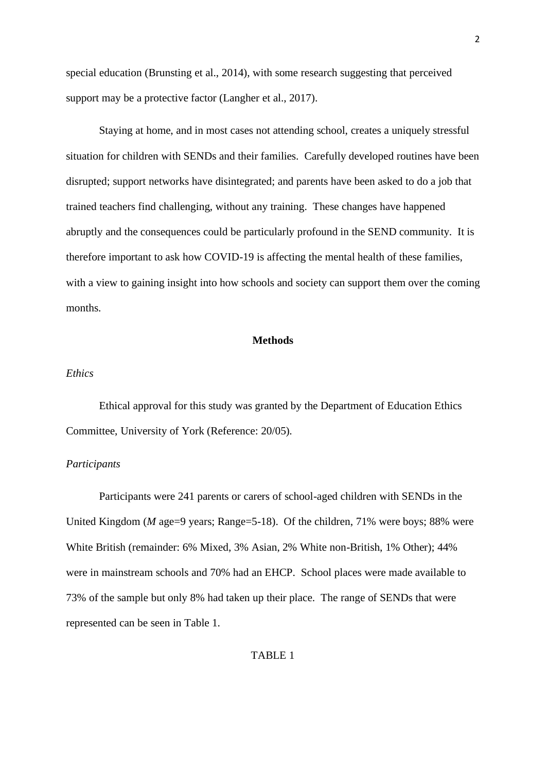special education (Brunsting et al., 2014), with some research suggesting that perceived support may be a protective factor (Langher et al., 2017).

Staying at home, and in most cases not attending school, creates a uniquely stressful situation for children with SENDs and their families. Carefully developed routines have been disrupted; support networks have disintegrated; and parents have been asked to do a job that trained teachers find challenging, without any training. These changes have happened abruptly and the consequences could be particularly profound in the SEND community. It is therefore important to ask how COVID-19 is affecting the mental health of these families, with a view to gaining insight into how schools and society can support them over the coming months.

## Methods

*Ethics*

Ethical approval for this study was granted by the Department of Education Ethics Committee, University of York (Reference: 20/05).

*Participants*

Participants were 241 parents or carers of school-aged children with SENDs in the United Kingdom (*M* age=9 years; Range=5-18). Of the children, 71% were boys; 88% were White British (remainder: 6% Mixed, 3% Asian, 2% White non-British, 1% Other); 44% were in mainstream schools and 70% had an EHCP. School places were made available to 73% of the sample but only 8% had taken up their place. The range of SENDs that were represented can be seen in Table 1.

TABLE 1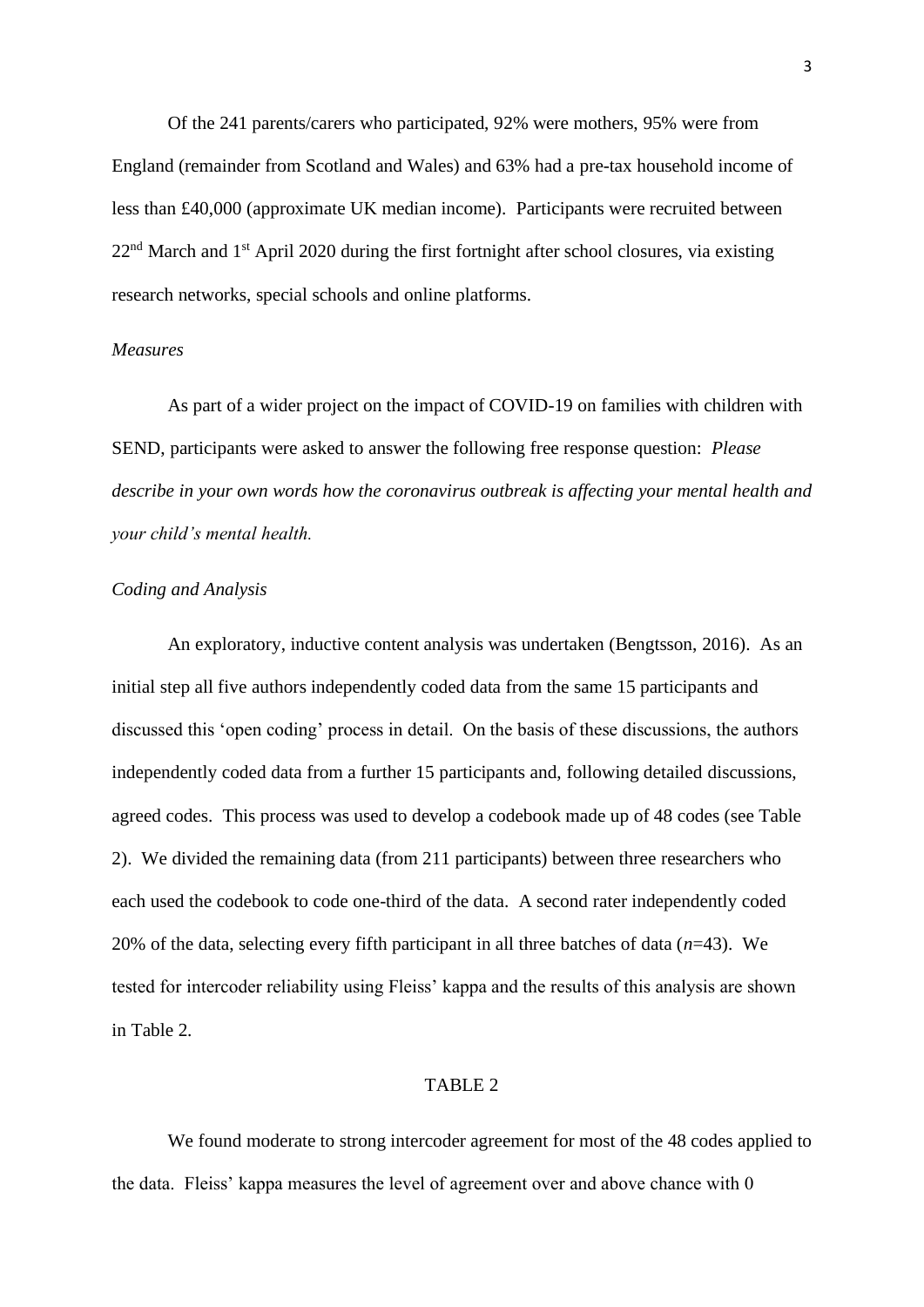Of the 241 parents/carers who participated, 92% were mothers, 95% were from England (remainder from Scotland and Wales) and 63% had a pre-tax household income of less than £40,000 (approximate UK median income). Participants were recruited between 22nd March and 1st April 2020 during the first fortnight after school closures, via existing research networks, special schools and online platforms.

*Measures*

As part of a wider project on the impact of COVID-19 on families with children with SEND, participants were asked to answer the following free response question: *Please describe in your own words how the coronavirus outbreak is affecting your mental health and your child's mental health.*

*Coding and Analysis*

An exploratory, inductive content analysis was undertaken (Bengtsson, 2016). As an initial step all five authors independently coded data from the same 15 participants and discussed this 'open coding' process in detail. On the basis of these discussions, the authors independently coded data from a further 15 participants and, following detailed discussions, agreed codes. This process was used to develop a codebook made up of 48 codes (see Table 2). We divided the remaining data (from 211 participants) between three researchers who each used the codebook to code one-third of the data. A second rater independently coded 20% of the data, selecting every fifth participant in all three batches of data (*n*=43). We tested for intercoder reliability using Fleiss' kappa and the results of this analysis are shown in Table 2.

TABLE 2

We found moderate to strong intercoder agreement for most of the 48 codes applied to the data. Fleiss' kappa measures the level of agreement over and above chance with 0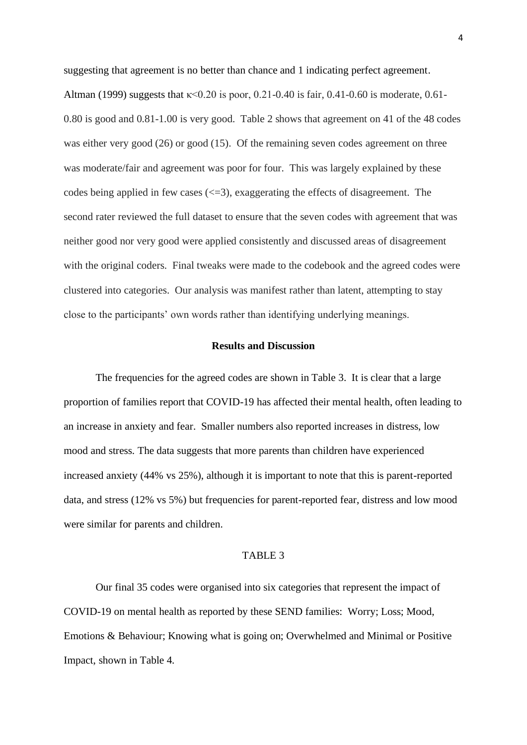suggesting that agreement is no better than chance and 1 indicating perfect agreement. Altman (1999) suggests that $\kappa<0.20$ is poor, 0.21-0.40 is fair, 0.41-0.60 is moderate, 0.61-0.80 is good and 0.81-1.00 is very good. Table 2 shows that agreement on 41 of the 48 codes was either very good (26) or good (15). Of the remaining seven codes agreement on three was moderate/fair and agreement was poor for four. This was largely explained by these codes being applied in few cases ($\leq 3$), exaggerating the effects of disagreement. The second rater reviewed the full dataset to ensure that the seven codes with agreement that was neither good nor very good were applied consistently and discussed areas of disagreement with the original coders. Final tweaks were made to the codebook and the agreed codes were clustered into categories. Our analysis was manifest rather than latent, attempting to stay close to the participants' own words rather than identifying underlying meanings.

## Results and Discussion

The frequencies for the agreed codes are shown in Table 3. It is clear that a large proportion of families report that COVID-19 has affected their mental health, often leading to an increase in anxiety and fear. Smaller numbers also reported increases in distress, low mood and stress. The data suggests that more parents than children have experienced increased anxiety (44% vs 25%), although it is important to note that this is parent-reported data, and stress (12% vs 5%) but frequencies for parent-reported fear, distress and low mood were similar for parents and children.

TABLE 3

Our final 35 codes were organised into six categories that represent the impact of COVID-19 on mental health as reported by these SEND families: Worry; Loss; Mood, Emotions & Behaviour; Knowing what is going on; Overwhelmed and Minimal or Positive Impact, shown in Table 4.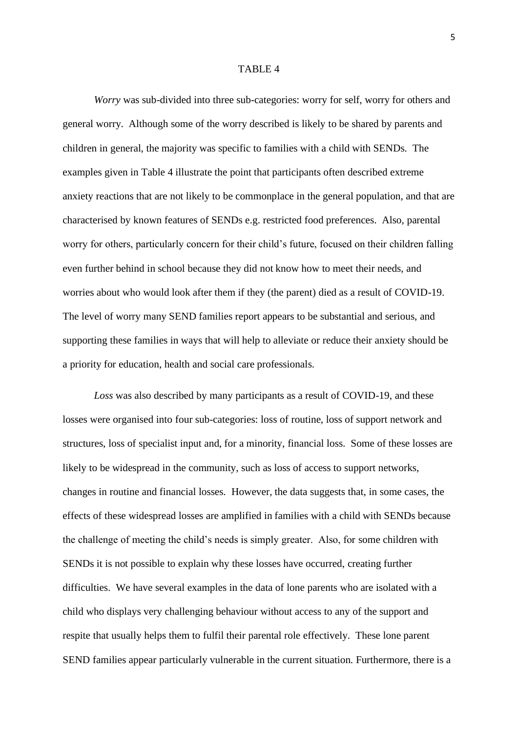TABLE 4

*Worry* was sub-divided into three sub-categories: worry for self, worry for others and general worry. Although some of the worry described is likely to be shared by parents and children in general, the majority was specific to families with a child with SENDs. The examples given in Table 4 illustrate the point that participants often described extreme anxiety reactions that are not likely to be commonplace in the general population, and that are characterised by known features of SENDs e.g. restricted food preferences. Also, parental worry for others, particularly concern for their child's future, focused on their children falling even further behind in school because they did not know how to meet their needs, and worries about who would look after them if they (the parent) died as a result of COVID-19. The level of worry many SEND families report appears to be substantial and serious, and supporting these families in ways that will help to alleviate or reduce their anxiety should be a priority for education, health and social care professionals.

*Loss* was also described by many participants as a result of COVID-19, and these losses were organised into four sub-categories: loss of routine, loss of support network and structures, loss of specialist input and, for a minority, financial loss. Some of these losses are likely to be widespread in the community, such as loss of access to support networks, changes in routine and financial losses. However, the data suggests that, in some cases, the effects of these widespread losses are amplified in families with a child with SENDs because the challenge of meeting the child's needs is simply greater. Also, for some children with SENDs it is not possible to explain why these losses have occurred, creating further difficulties. We have several examples in the data of lone parents who are isolated with a child who displays very challenging behaviour without access to any of the support and respite that usually helps them to fulfil their parental role effectively. These lone parent SEND families appear particularly vulnerable in the current situation. Furthermore, there is a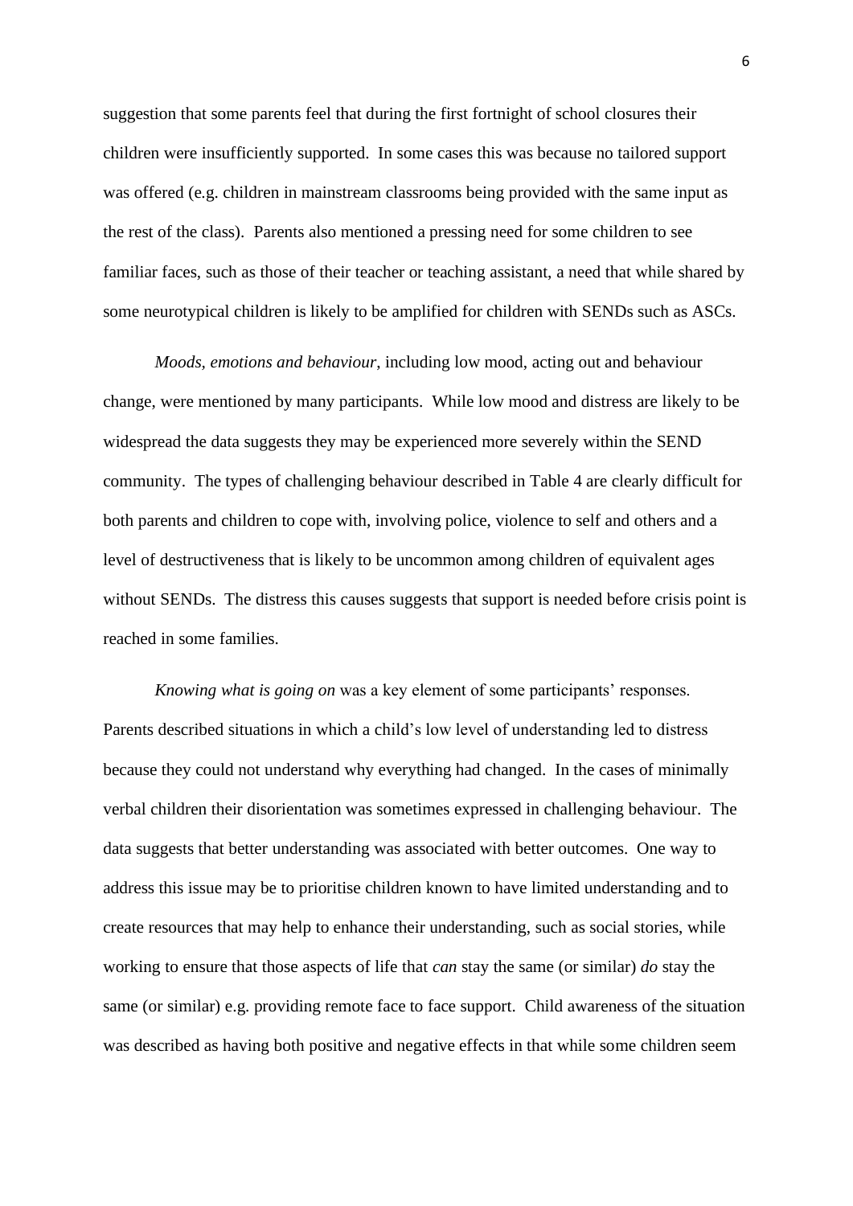suggestion that some parents feel that during the first fortnight of school closures their children were insufficiently supported. In some cases this was because no tailored support was offered (e.g. children in mainstream classrooms being provided with the same input as the rest of the class). Parents also mentioned a pressing need for some children to see familiar faces, such as those of their teacher or teaching assistant, a need that while shared by some neurotypical children is likely to be amplified for children with SENDs such as ASCs.

*Moods, emotions and behaviour*, including low mood, acting out and behaviour change, were mentioned by many participants. While low mood and distress are likely to be widespread the data suggests they may be experienced more severely within the SEND community. The types of challenging behaviour described in Table 4 are clearly difficult for both parents and children to cope with, involving police, violence to self and others and a level of destructiveness that is likely to be uncommon among children of equivalent ages without SENDs. The distress this causes suggests that support is needed before crisis point is reached in some families.

*Knowing what is going on* was a key element of some participants' responses. Parents described situations in which a child's low level of understanding led to distress because they could not understand why everything had changed. In the cases of minimally verbal children their disorientation was sometimes expressed in challenging behaviour. The data suggests that better understanding was associated with better outcomes. One way to address this issue may be to prioritise children known to have limited understanding and to create resources that may help to enhance their understanding, such as social stories, while working to ensure that those aspects of life that *can* stay the same (or similar) *do* stay the same (or similar) e.g. providing remote face to face support. Child awareness of the situation was described as having both positive and negative effects in that while some children seem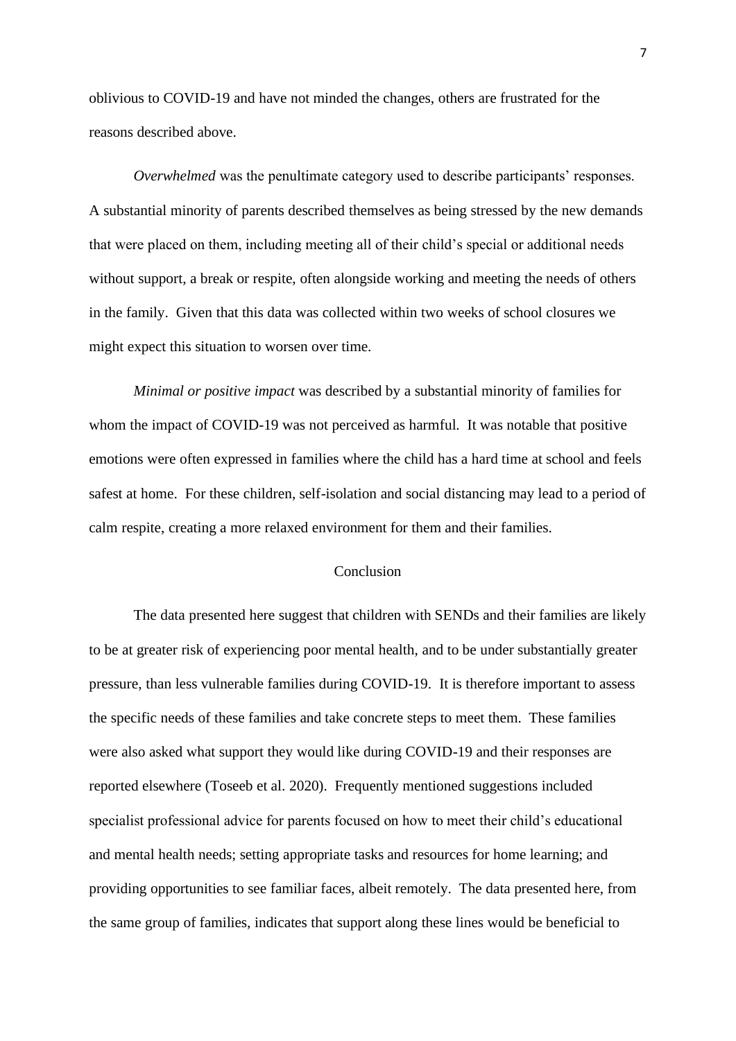oblivious to COVID-19 and have not minded the changes, others are frustrated for the reasons described above.

*Overwhelmed* was the penultimate category used to describe participants' responses. A substantial minority of parents described themselves as being stressed by the new demands that were placed on them, including meeting all of their child's special or additional needs without support, a break or respite, often alongside working and meeting the needs of others in the family. Given that this data was collected within two weeks of school closures we might expect this situation to worsen over time.

*Minimal or positive impact* was described by a substantial minority of families for whom the impact of COVID-19 was not perceived as harmful. It was notable that positive emotions were often expressed in families where the child has a hard time at school and feels safest at home. For these children, self-isolation and social distancing may lead to a period of calm respite, creating a more relaxed environment for them and their families.

## Conclusion

The data presented here suggest that children with SENDs and their families are likely to be at greater risk of experiencing poor mental health, and to be under substantially greater pressure, than less vulnerable families during COVID-19. It is therefore important to assess the specific needs of these families and take concrete steps to meet them. These families were also asked what support they would like during COVID-19 and their responses are reported elsewhere (Toseeb et al. 2020). Frequently mentioned suggestions included specialist professional advice for parents focused on how to meet their child's educational and mental health needs; setting appropriate tasks and resources for home learning; and providing opportunities to see familiar faces, albeit remotely. The data presented here, from the same group of families, indicates that support along these lines would be beneficial to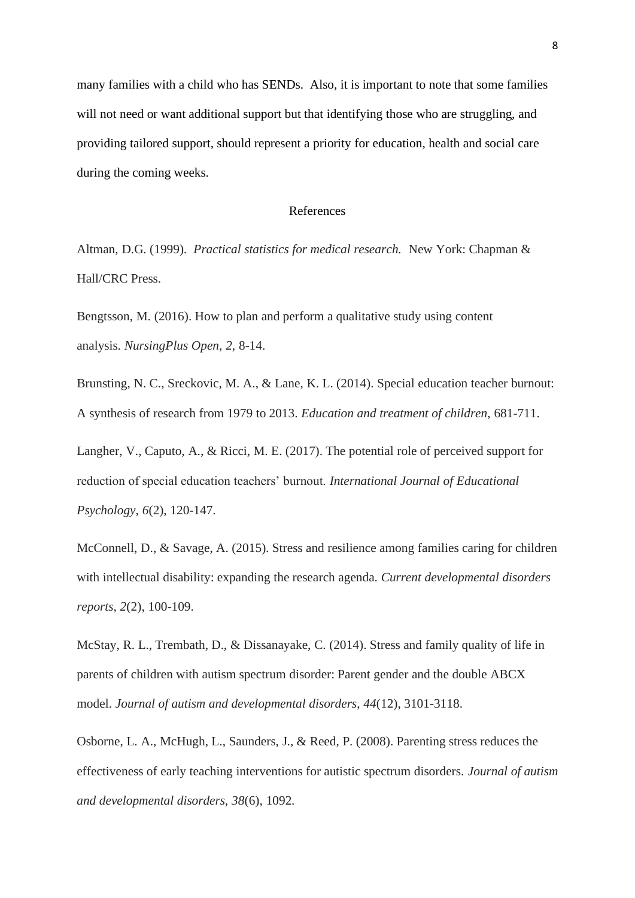many families with a child who has SENDs. Also, it is important to note that some families will not need or want additional support but that identifying those who are struggling, and providing tailored support, should represent a priority for education, health and social care during the coming weeks.

## References

Altman, D.G. (1999). *Practical statistics for medical research.* New York: Chapman & Hall/CRC Press.

Bengtsson, M. (2016). How to plan and perform a qualitative study using content analysis. *NursingPlus Open*, *2*, 8-14.

Brunsting, N. C., Sreckovic, M. A., & Lane, K. L. (2014). Special education teacher burnout: A synthesis of research from 1979 to 2013. *Education and treatment of children*, 681-711.

Langher, V., Caputo, A., & Ricci, M. E. (2017). The potential role of perceived support for reduction of special education teachers' burnout. *International Journal of Educational Psychology*, *6*(2), 120-147.

McConnell, D., & Savage, A. (2015). Stress and resilience among families caring for children with intellectual disability: expanding the research agenda. *Current developmental disorders reports*, *2*(2), 100-109.

McStay, R. L., Trembath, D., & Dissanayake, C. (2014). Stress and family quality of life in parents of children with autism spectrum disorder: Parent gender and the double ABCX model. *Journal of autism and developmental disorders*, *44*(12), 3101-3118.

Osborne, L. A., McHugh, L., Saunders, J., & Reed, P. (2008). Parenting stress reduces the effectiveness of early teaching interventions for autistic spectrum disorders. *Journal of autism and developmental disorders*, *38*(6), 1092.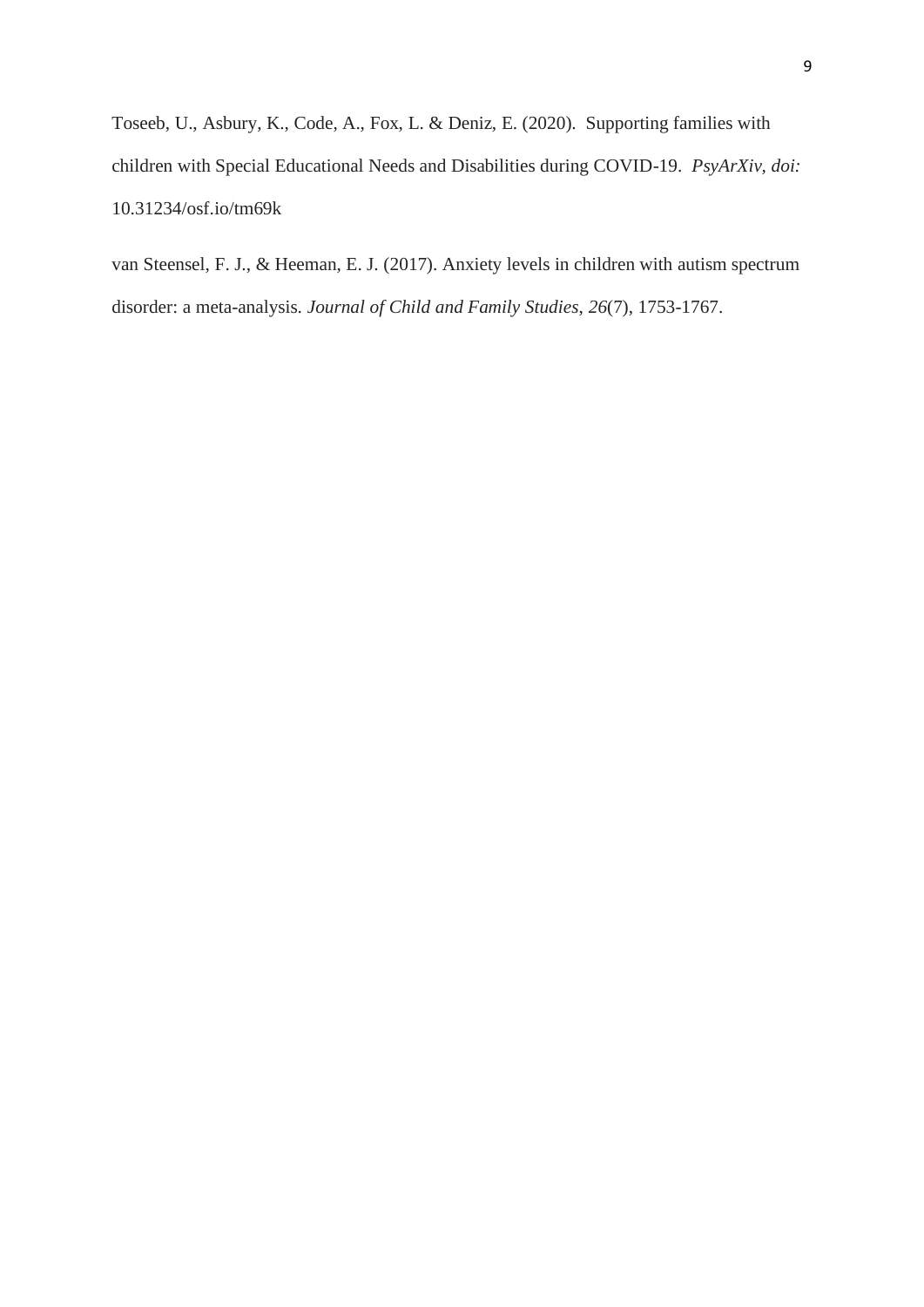Toseeb, U., Asbury, K., Code, A., Fox, L. & Deniz, E. (2020). Supporting families with children with Special Educational Needs and Disabilities during COVID-19. *PsyArXiv, doi:* 10.31234/osf.io/tm69k

van Steensel, F. J., & Heeman, E. J. (2017). Anxiety levels in children with autism spectrum disorder: a meta-analysis. *Journal of Child and Family Studies*, *26*(7), 1753-1767.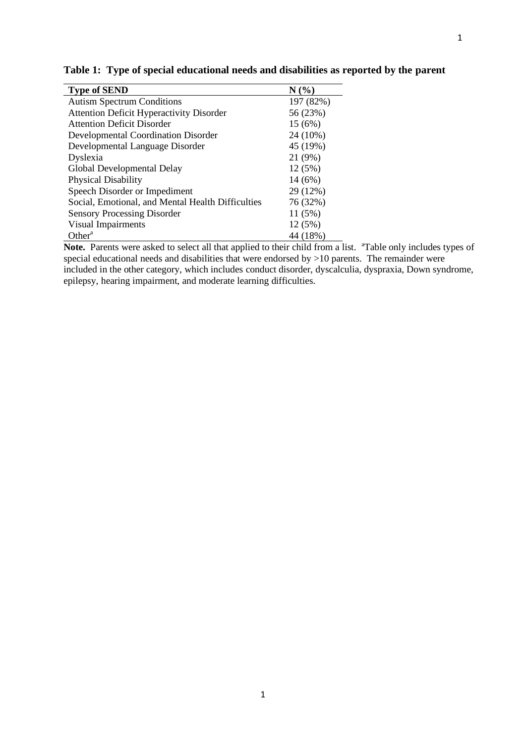**Table 1: Type of special educational needs and disabilities as reported by the parent**

| Type of SEND | N (%) |
|---|---|
| Autism Spectrum Conditions | 197 (82%) |
| Attention Deficit Hyperactivity Disorder | 56 (23%) |
| Attention Deficit Disorder | 15 (6%) |
| Developmental Coordination Disorder | 24 (10%) |
| Developmental Language Disorder | 45 (19%) |
| Dyslexia | 21 (9%) |
| Global Developmental Delay | 12 (5%) |
| Physical Disability | 14 (6%) |
| Speech Disorder or Impediment | 29 (12%) |
| Social, Emotional, and Mental Health Difficulties | 76 (32%) |
| Sensory Processing Disorder | 11 (5%) |
| Visual Impairments | 12 (5%) |
| Other[a] | 44 (18%) |

**Note.** Parents were asked to select all that applied to their child from a list. [a]Table only includes types of special educational needs and disabilities that were endorsed by >10 parents. The remainder were included in the other category, which includes conduct disorder, dyscalculia, dyspraxia, Down syndrome, epilepsy, hearing impairment, and moderate learning difficulties.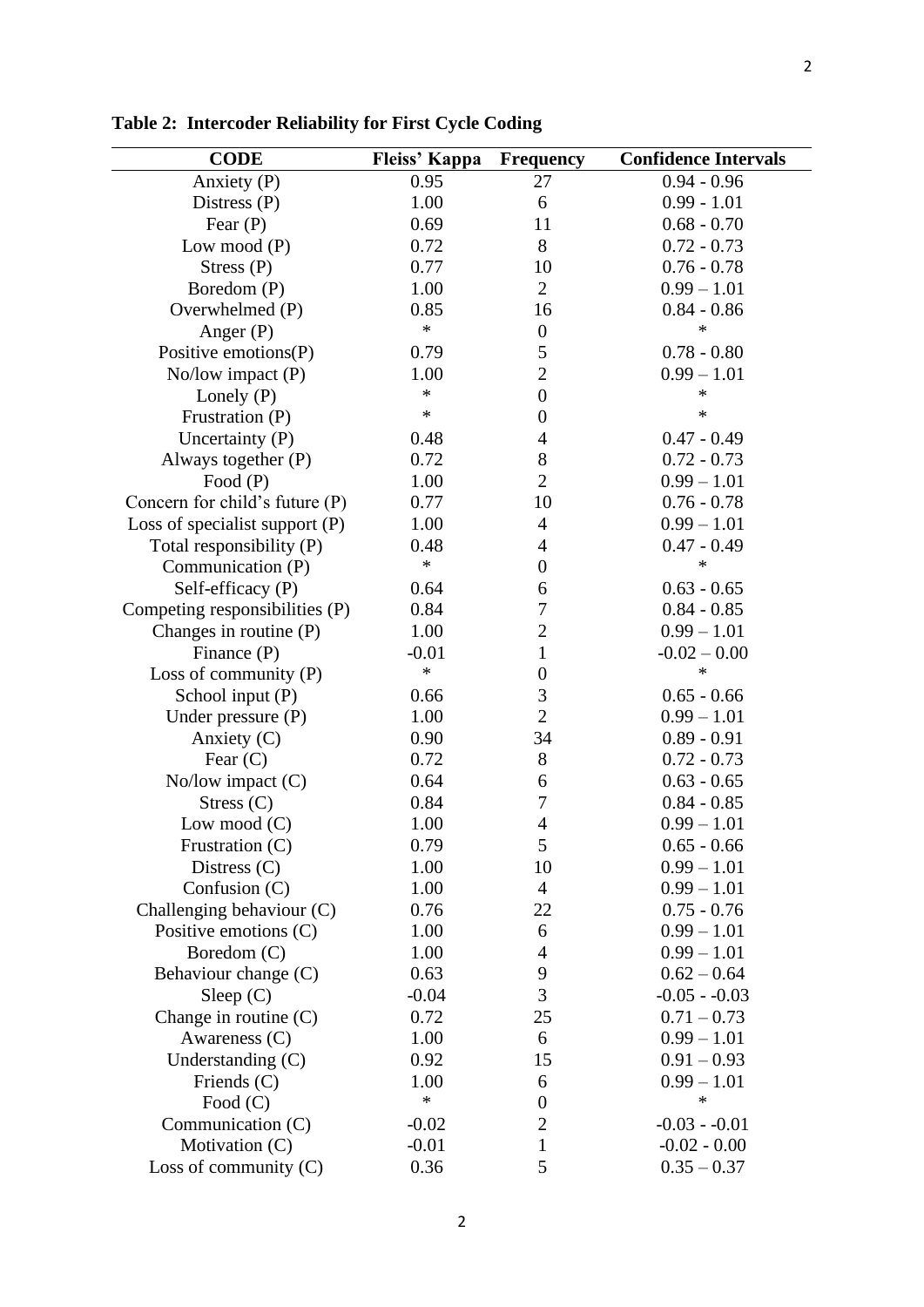**Table 2: Intercoder Reliability for First Cycle Coding**

| CODE | Fleiss' Kappa | Frequency | Confidence Intervals |
|---|---|---|---|
| Anxiety (P) | 0.95 | 27 | 0.94 - 0.96 |
| Distress (P) | 1.00 | 6 | 0.99 - 1.01 |
| Fear (P) | 0.69 | 11 | 0.68 - 0.70 |
| Low mood (P) | 0.72 | 8 | 0.72 - 0.73 |
| Stress (P) | 0.77 | 10 | 0.76 - 0.78 |
| Boredom (P) | 1.00 | 2 | 0.99 – 1.01 |
| Overwhelmed (P) | 0.85 | 16 | 0.84 - 0.86 |
| Anger (P) | * | 0 | * |
| Positive emotions(P) | 0.79 | 5 | 0.78 - 0.80 |
| No/low impact (P) | 1.00 | 2 | 0.99 – 1.01 |
| Lonely (P) | * | 0 | * |
| Frustration (P) | * | 0 | * |
| Uncertainty (P) | 0.48 | 4 | 0.47 - 0.49 |
| Always together (P) | 0.72 | 8 | 0.72 - 0.73 |
| Food (P) | 1.00 | 2 | 0.99 – 1.01 |
| Concern for child's future (P) | 0.77 | 10 | 0.76 - 0.78 |
| Loss of specialist support (P) | 1.00 | 4 | 0.99 – 1.01 |
| Total responsibility (P) | 0.48 | 4 | 0.47 - 0.49 |
| Communication (P) | * | 0 | * |
| Self-efficacy (P) | 0.64 | 6 | 0.63 - 0.65 |
| Competing responsibilities (P) | 0.84 | 7 | 0.84 - 0.85 |
| Changes in routine (P) | 1.00 | 2 | 0.99 – 1.01 |
| Finance (P) | -0.01 | 1 | -0.02 – 0.00 |
| Loss of community (P) | * | 0 | * |
| School input (P) | 0.66 | 3 | 0.65 - 0.66 |
| Under pressure (P) | 1.00 | 2 | 0.99 – 1.01 |
| Anxiety (C) | 0.90 | 34 | 0.89 - 0.91 |
| Fear (C) | 0.72 | 8 | 0.72 - 0.73 |
| No/low impact (C) | 0.64 | 6 | 0.63 - 0.65 |
| Stress (C) | 0.84 | 7 | 0.84 - 0.85 |
| Low mood (C) | 1.00 | 4 | 0.99 – 1.01 |
| Frustration (C) | 0.79 | 5 | 0.65 - 0.66 |
| Distress (C) | 1.00 | 10 | 0.99 – 1.01 |
| Confusion (C) | 1.00 | 4 | 0.99 – 1.01 |
| Challenging behaviour (C) | 0.76 | 22 | 0.75 - 0.76 |
| Positive emotions (C) | 1.00 | 6 | 0.99 – 1.01 |
| Boredom (C) | 1.00 | 4 | 0.99 – 1.01 |
| Behaviour change (C) | 0.63 | 9 | 0.62 – 0.64 |
| Sleep (C) | -0.04 | 3 | -0.05 - -0.03 |
| Change in routine (C) | 0.72 | 25 | 0.71 – 0.73 |
| Awareness (C) | 1.00 | 6 | 0.99 – 1.01 |
| Understanding (C) | 0.92 | 15 | 0.91 – 0.93 |
| Friends (C) | 1.00 | 6 | 0.99 – 1.01 |
| Food (C) | * | 0 | * |
| Communication (C) | -0.02 | 2 | -0.03 - -0.01 |
| Motivation (C) | -0.01 | 1 | -0.02 - 0.00 |
| Loss of community (C) | 0.36 | 5 | 0.35 – 0.37 |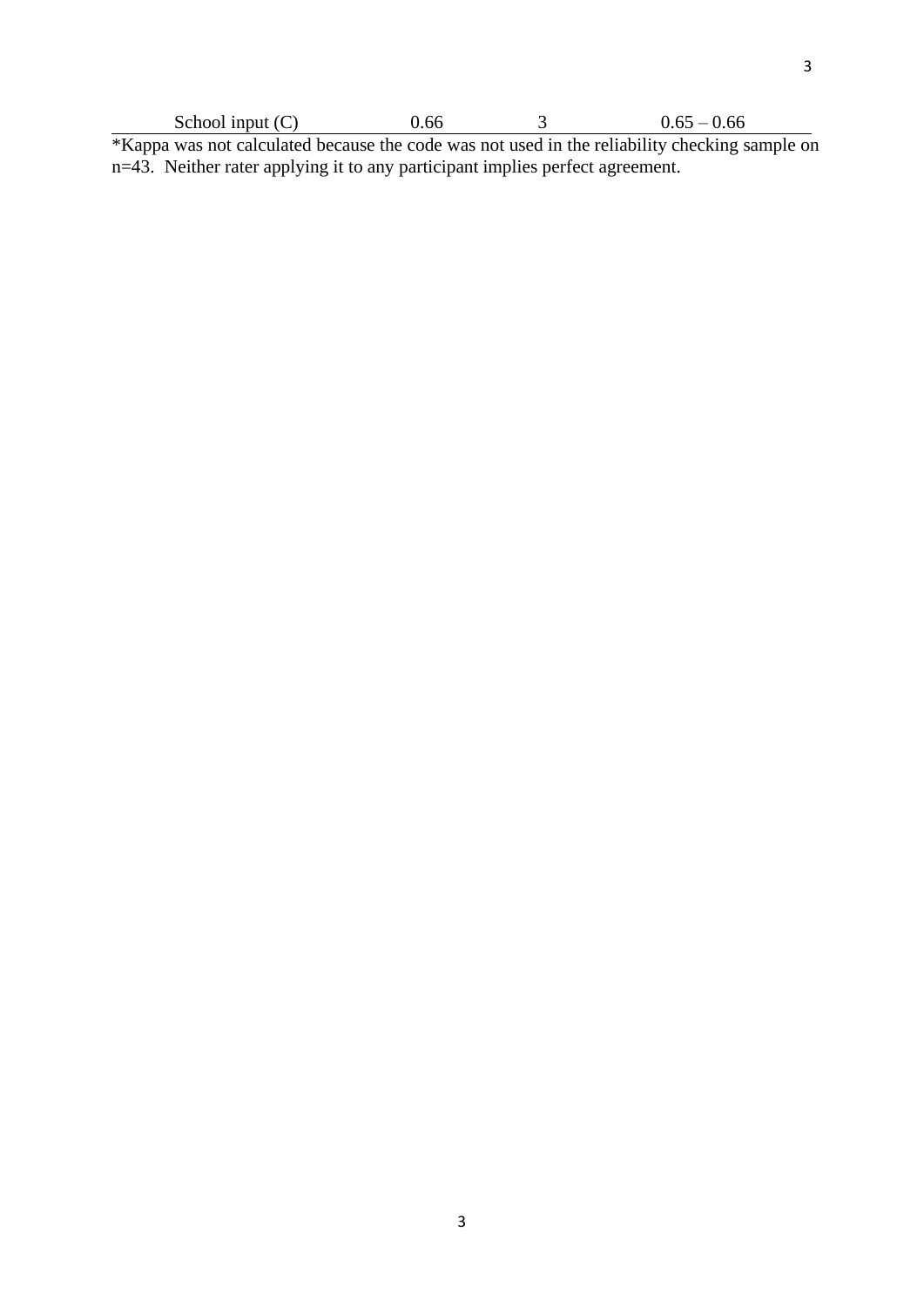| School input (C) | 0.66 | 3 | 0.65 – 0.66 |
|---|---|---|---|

*Kappa was not calculated because the code was not used in the reliability checking sample on n=43. Neither rater applying it to any participant implies perfect agreement.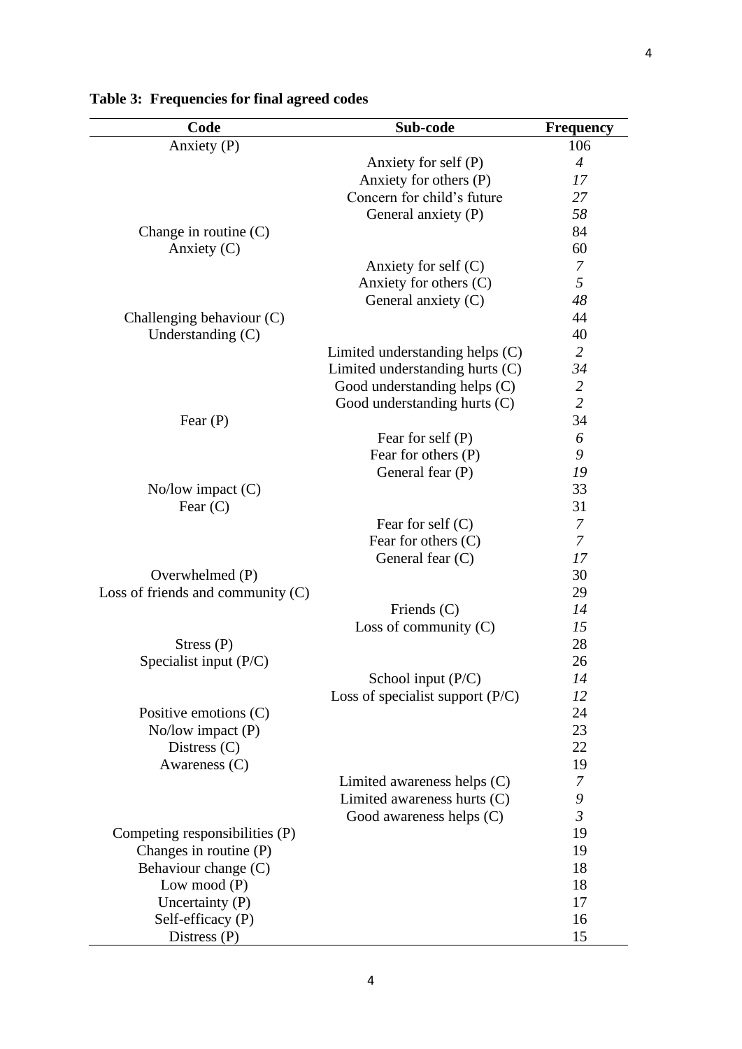**Table 3: Frequencies for final agreed codes**

| Code | Sub-code | Frequency |
|---|---|---|
| Anxiety (P) | | 106 |
| | Anxiety for self (P) | *4* |
| | Anxiety for others (P) | *17* |
| | Concern for child's future | *27* |
| | General anxiety (P) | *58* |
| Change in routine (C) | | 84 |
| Anxiety (C) | | 60 |
| | Anxiety for self (C) | *7* |
| | Anxiety for others (C) | *5* |
| | General anxiety (C) | *48* |
| Challenging behaviour (C) | | 44 |
| Understanding (C) | | 40 |
| | Limited understanding helps (C) | *2* |
| | Limited understanding hurts (C) | *34* |
| | Good understanding helps (C) | *2* |
| | Good understanding hurts (C) | *2* |
| Fear (P) | | 34 |
| | Fear for self (P) | *6* |
| | Fear for others (P) | *9* |
| | General fear (P) | *19* |
| No/low impact (C) | | 33 |
| Fear (C) | | 31 |
| | Fear for self (C) | *7* |
| | Fear for others (C) | *7* |
| | General fear (C) | *17* |
| Overwhelmed (P) | | 30 |
| Loss of friends and community (C) | | 29 |
| | Friends (C) | *14* |
| | Loss of community (C) | *15* |
| Stress (P) | | 28 |
| Specialist input (P/C) | | 26 |
| | School input (P/C) | *14* |
| | Loss of specialist support (P/C) | *12* |
| Positive emotions (C) | | 24 |
| No/low impact (P) | | 23 |
| Distress (C) | | 22 |
| Awareness (C) | | 19 |
| | Limited awareness helps (C) | *7* |
| | Limited awareness hurts (C) | *9* |
| | Good awareness helps (C) | *3* |
| Competing responsibilities (P) | | 19 |
| Changes in routine (P) | | 19 |
| Behaviour change (C) | | 18 |
| Low mood (P) | | 18 |
| Uncertainty (P) | | 17 |
| Self-efficacy (P) | | 16 |
| Distress (P) | | 15 |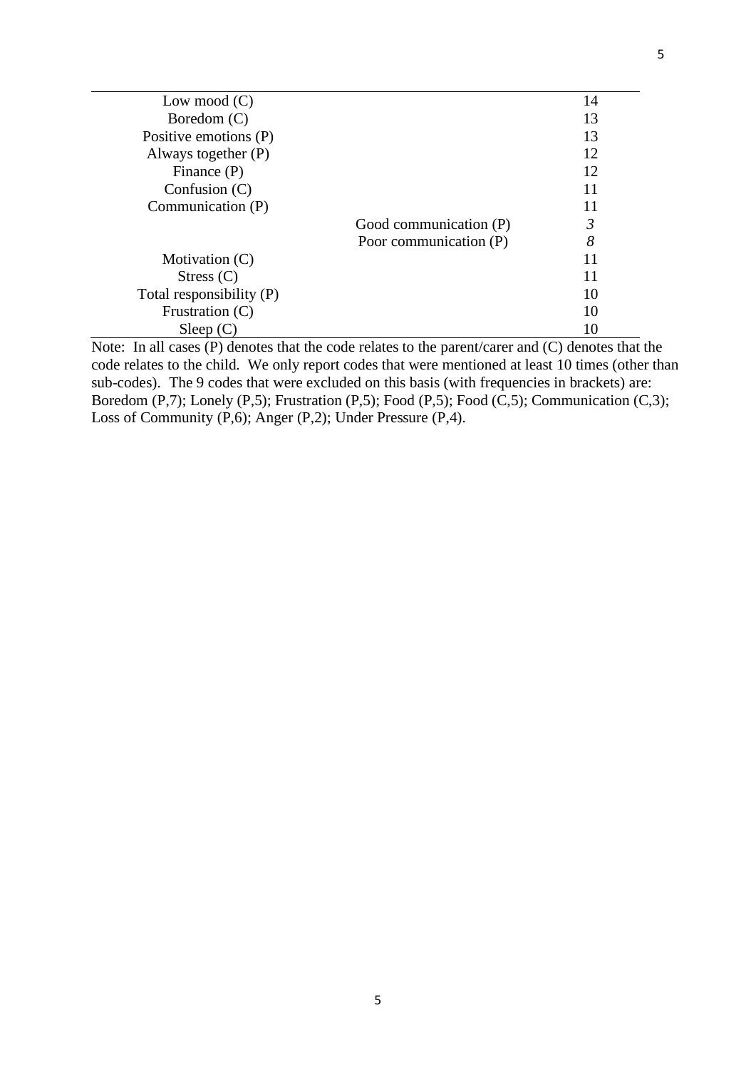| Code | Sub-code | Frequency |
|---|---|---|
| Low mood (C) | | 14 |
| Boredom (C) | | 13 |
| Positive emotions (P) | | 13 |
| Always together (P) | | 12 |
| Finance (P) | | 12 |
| Confusion (C) | | 11 |
| Communication (P) | | 11 |
| | Good communication (P) | *3* |
| | Poor communication (P) | *8* |
| Motivation (C) | | 11 |
| Stress (C) | | 11 |
| Total responsibility (P) | | 10 |
| Frustration (C) | | 10 |
| Sleep (C) | | 10 |

Note: In all cases (P) denotes that the code relates to the parent/carer and (C) denotes that the code relates to the child. We only report codes that were mentioned at least 10 times (other than sub-codes). The 9 codes that were excluded on this basis (with frequencies in brackets) are: Boredom (P,7); Lonely (P,5); Frustration (P,5); Food (P,5); Food (C,5); Communication (C,3); Loss of Community (P,6); Anger (P,2); Under Pressure (P,4).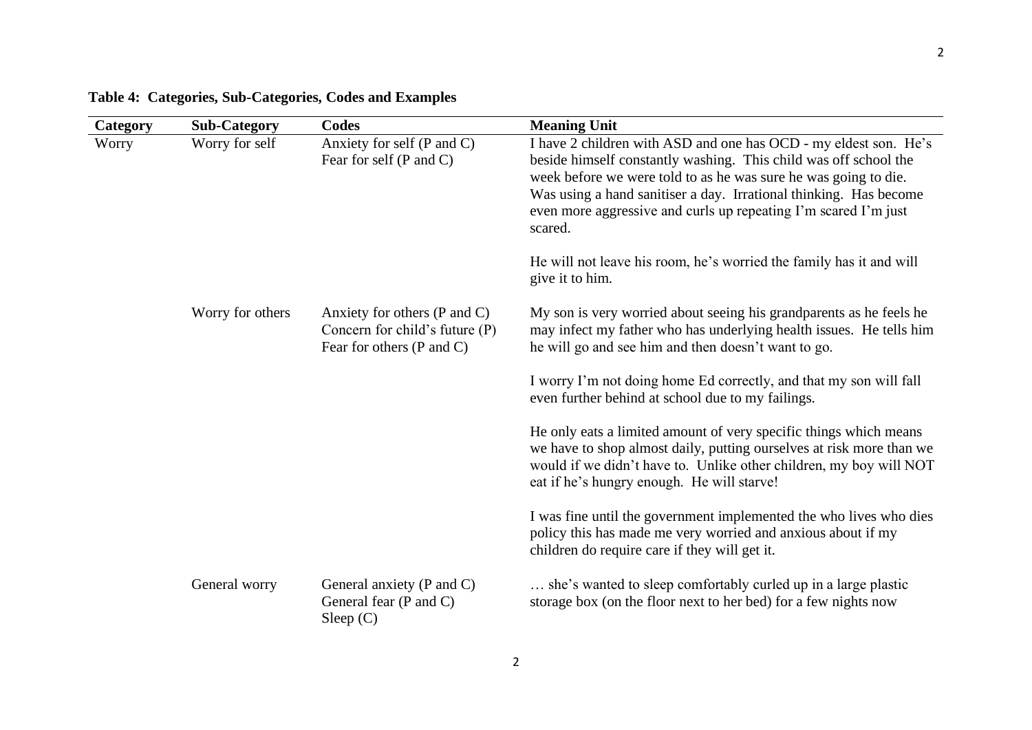**Table 4: Categories, Sub-Categories, Codes and Examples**

| Category | Sub-Category | Codes | Meaning Unit |
| --- | --- | --- | --- |
| Worry | Worry for self | Anxiety for self (P and C)<br>Fear for self (P and C) | I have 2 children with ASD and one has OCD - my eldest son. He's beside himself constantly washing. This child was off school the week before we were told to as he was sure he was going to die. Was using a hand sanitiser a day. Irrational thinking. Has become even more aggressive and curls up repeating I'm scared I'm just scared.<br><br>He will not leave his room, he's worried the family has it and will give it to him. |
| | Worry for others | Anxiety for others (P and C)<br>Concern for child's future (P)<br>Fear for others (P and C) | My son is very worried about seeing his grandparents as he feels he may infect my father who has underlying health issues. He tells him he will go and see him and then doesn't want to go.<br><br>I worry I'm not doing home Ed correctly, and that my son will fall even further behind at school due to my failings.<br><br>He only eats a limited amount of very specific things which means we have to shop almost daily, putting ourselves at risk more than we would if we didn't have to. Unlike other children, my boy will NOT eat if he's hungry enough. He will starve!<br><br>I was fine until the government implemented the who lives who dies policy this has made me very worried and anxious about if my children do require care if they will get it. |
| | General worry | General anxiety (P and C)<br>General fear (P and C)<br>Sleep (C) | … she's wanted to sleep comfortably curled up in a large plastic storage box (on the floor next to her bed) for a few nights now |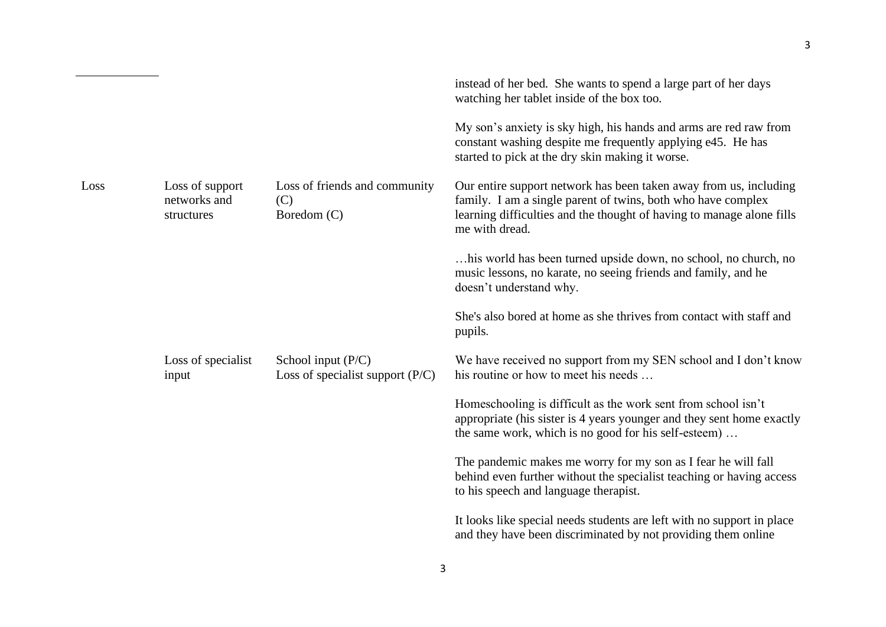| | | | |
|---|---|---|---|
| | | | instead of her bed. She wants to spend a large part of her days watching her tablet inside of the box too. |
| | | | My son's anxiety is sky high, his hands and arms are red raw from constant washing despite me frequently applying e45. He has started to pick at the dry skin making it worse. |
| Loss | Loss of support networks and structures | Loss of friends and community (C)<br>Boredom (C) | Our entire support network has been taken away from us, including family. I am a single parent of twins, both who have complex learning difficulties and the thought of having to manage alone fills me with dread. |
| | | | …his world has been turned upside down, no school, no church, no music lessons, no karate, no seeing friends and family, and he doesn't understand why. |
| | | | She's also bored at home as she thrives from contact with staff and pupils. |
| | Loss of specialist input | School input (P/C)<br>Loss of specialist support (P/C) | We have received no support from my SEN school and I don't know his routine or how to meet his needs … |
| | | | Homeschooling is difficult as the work sent from school isn't appropriate (his sister is 4 years younger and they sent home exactly the same work, which is no good for his self-esteem) … |
| | | | The pandemic makes me worry for my son as I fear he will fall behind even further without the specialist teaching or having access to his speech and language therapist. |
| | | | It looks like special needs students are left with no support in place and they have been discriminated by not providing them online |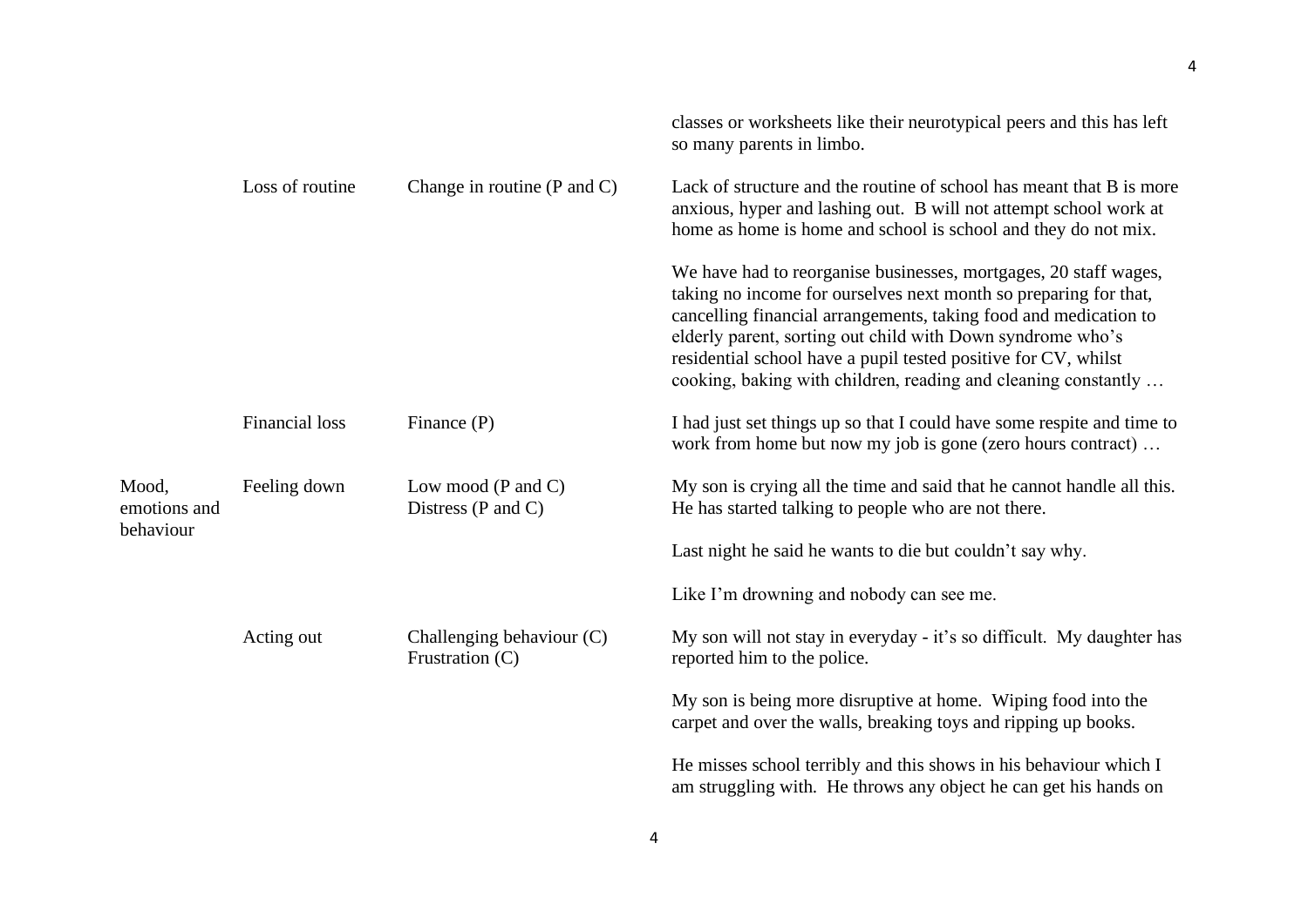| | | | |
|---|---|---|---|
| | | | classes or worksheets like their neurotypical peers and this has left so many parents in limbo. |
| | Loss of routine | Change in routine (P and C) | Lack of structure and the routine of school has meant that B is more anxious, hyper and lashing out. B will not attempt school work at home as home is home and school is school and they do not mix. |
| | | | We have had to reorganise businesses, mortgages, 20 staff wages, taking no income for ourselves next month so preparing for that, cancelling financial arrangements, taking food and medication to elderly parent, sorting out child with Down syndrome who's residential school have a pupil tested positive for CV, whilst cooking, baking with children, reading and cleaning constantly … |
| | Financial loss | Finance (P) | I had just set things up so that I could have some respite and time to work from home but now my job is gone (zero hours contract) … |
| Mood, emotions and behaviour | Feeling down | Low mood (P and C)<br>Distress (P and C) | My son is crying all the time and said that he cannot handle all this. He has started talking to people who are not there. |
| | | | Last night he said he wants to die but couldn't say why. |
| | | | Like I'm drowning and nobody can see me. |
| | Acting out | Challenging behaviour (C)<br>Frustration (C) | My son will not stay in everyday - it's so difficult. My daughter has reported him to the police. |
| | | | My son is being more disruptive at home. Wiping food into the carpet and over the walls, breaking toys and ripping up books. |
| | | | He misses school terribly and this shows in his behaviour which I am struggling with. He throws any object he can get his hands on |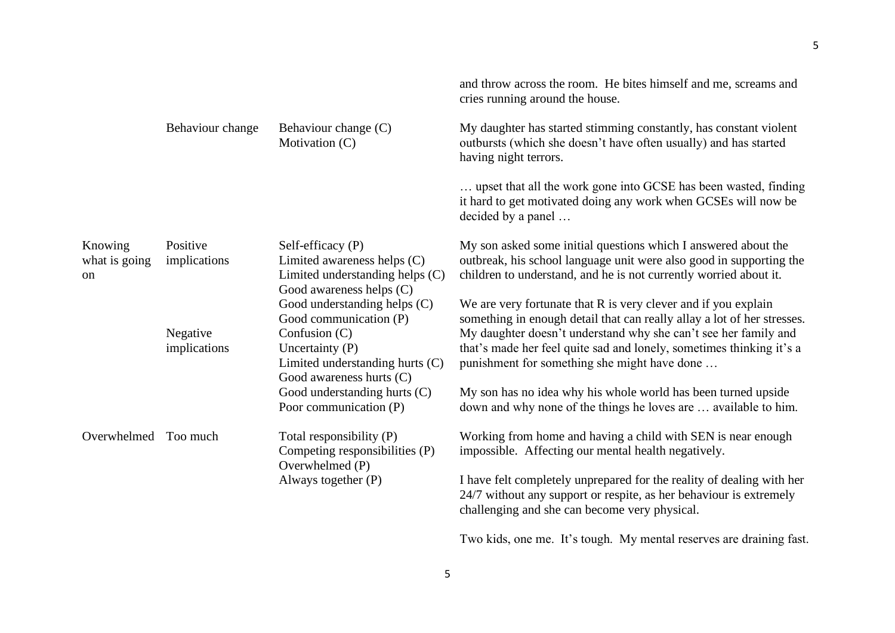| | | | |
|---|---|---|---|
| | | | and throw across the room. He bites himself and me, screams and cries running around the house. |
| | Behaviour change | Behaviour change (C)<br>Motivation (C) | My daughter has started stimming constantly, has constant violent outbursts (which she doesn't have often usually) and has started having night terrors.<br><br>… upset that all the work gone into GCSE has been wasted, finding it hard to get motivated doing any work when GCSEs will now be decided by a panel … |
| Knowing what is going on | Positive implications | Self-efficacy (P)<br>Limited awareness helps (C)<br>Limited understanding helps (C)<br>Good awareness helps (C)<br>Good understanding helps (C)<br>Good communication (P) | My son asked some initial questions which I answered about the outbreak, his school language unit were also good in supporting the children to understand, and he is not currently worried about it.<br><br>We are very fortunate that R is very clever and if you explain something in enough detail that can really allay a lot of her stresses. |
| | Negative implications | Confusion (C)<br>Uncertainty (P)<br>Limited understanding hurts (C)<br>Good awareness hurts (C)<br>Good understanding hurts (C)<br>Poor communication (P) | My daughter doesn't understand why she can't see her family and that's made her feel quite sad and lonely, sometimes thinking it's a punishment for something she might have done …<br><br>My son has no idea why his whole world has been turned upside down and why none of the things he loves are … available to him. |
| Overwhelmed | Too much | Total responsibility (P)<br>Competing responsibilities (P)<br>Overwhelmed (P)<br>Always together (P) | Working from home and having a child with SEN is near enough impossible. Affecting our mental health negatively.<br><br>I have felt completely unprepared for the reality of dealing with her 24/7 without any support or respite, as her behaviour is extremely challenging and she can become very physical.<br><br>Two kids, one me. It's tough. My mental reserves are draining fast. |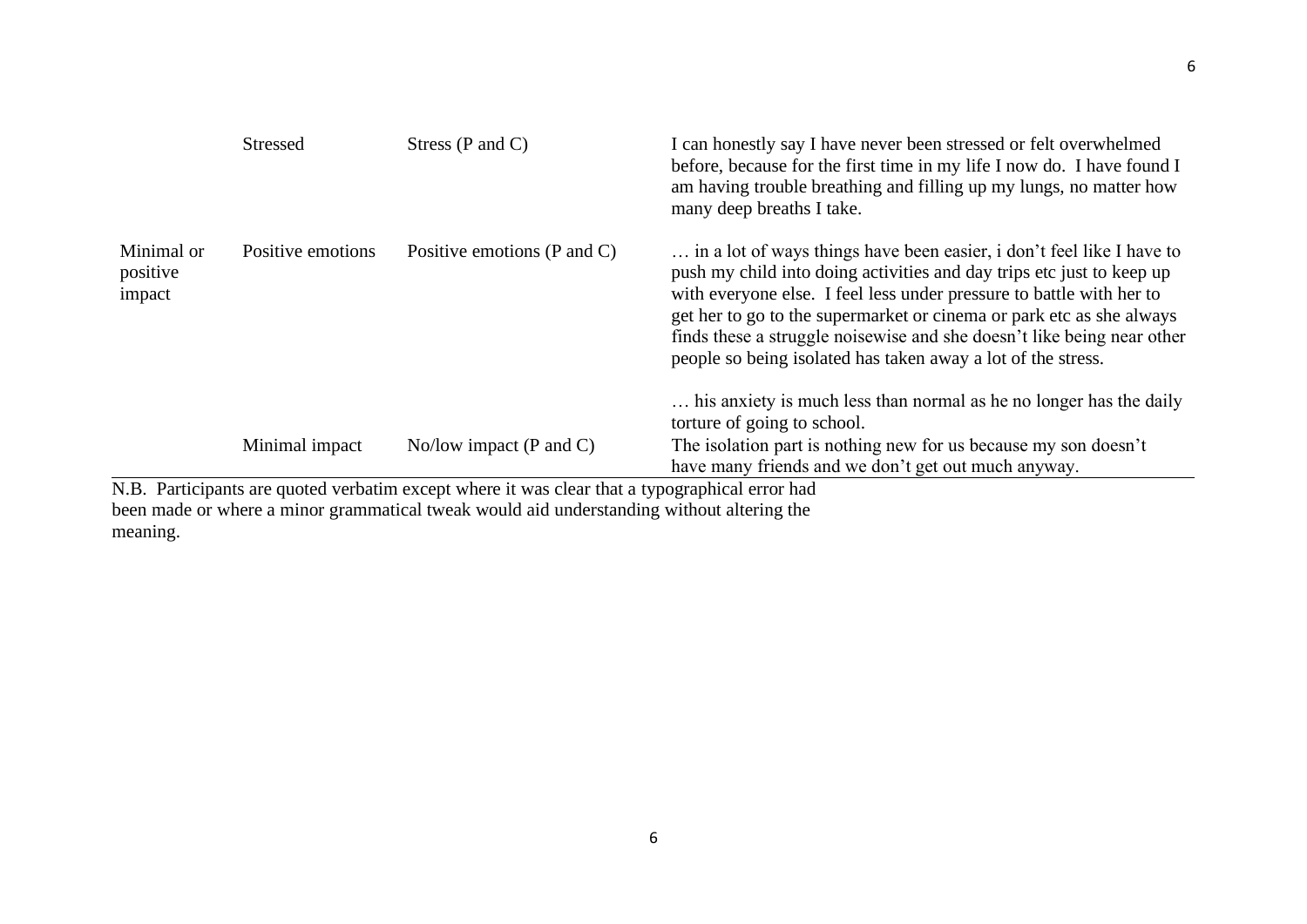| | | | |
|---|---|---|---|
| | Stressed | Stress (P and C) | I can honestly say I have never been stressed or felt overwhelmed before, because for the first time in my life I now do. I have found I am having trouble breathing and filling up my lungs, no matter how many deep breaths I take. |
| Minimal or positive impact | Positive emotions | Positive emotions (P and C) | … in a lot of ways things have been easier, i don't feel like I have to push my child into doing activities and day trips etc just to keep up with everyone else. I feel less under pressure to battle with her to get her to go to the supermarket or cinema or park etc as she always finds these a struggle noisewise and she doesn't like being near other people so being isolated has taken away a lot of the stress.<br><br>… his anxiety is much less than normal as he no longer has the daily torture of going to school. |
| | Minimal impact | No/low impact (P and C) | The isolation part is nothing new for us because my son doesn't have many friends and we don't get out much anyway. |

N.B. Participants are quoted verbatim except where it was clear that a typographical error had been made or where a minor grammatical tweak would aid understanding without altering the meaning.